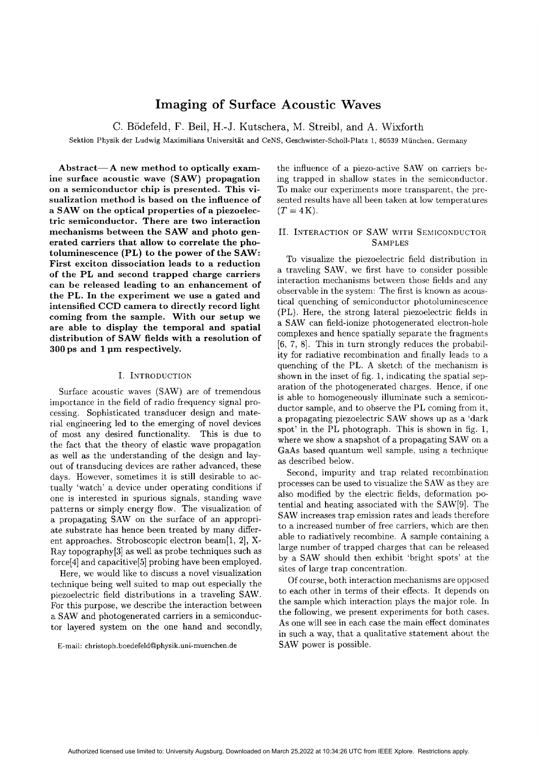# Imaging of Surface Acoustic Waves

C. Bödefeld, F. Beil, H.-J. Kutschera, M. Streibl, and A. Wixforth

Sektion Physik der Ludwig Maximilians Universität and CeNS, Geschwister-Scholl-Platz 1, 80539 München, Germany

**Abstract— A new method to optically examine surface acoustic wave (SAW) propagation on a semiconductor chip is presented. This visualization method is based on the influence of a SAW on the optical properties of a piezoelectric semiconductor. There are two interaction mechanisms between the SAW and photo generated carriers that allow to correlate the photoluminescence (PL) to the power of the SAW: First exciton dissociation leads to a reduction of the PL and second trapped charge carriers can be released leading to an enhancement of the PL. In the experiment we use a gated and intensified CCD camera to directly record light coming from the sample. With our setup we are able to display the temporal and spatial distribution of SAW fields with a resolution of 300 ps and 1 µm respectively.**

## I. Introduction

Surface acoustic waves (SAW) are of tremendous importance in the field of radio frequency signal processing. Sophisticated transducer design and material engineering led to the emerging of novel devices of most any desired functionality. This is due to the fact that the theory of elastic wave propagation as well as the understanding of the design and layout of transducing devices are rather advanced, these days. However, sometimes it is still desirable to actually 'watch' a device under operating conditions if one is interested in spurious signals, standing wave patterns or simply energy flow. The visualization of a propagating SAW on the surface of an appropriate substrate has hence been treated by many different approaches. Stroboscopic electron beam[1, 2], X-Ray topography[3] as well as probe techniques such as force[4] and capacitive[5] probing have been employed.

Here, we would like to discuss a novel visualization technique being well suited to map out especially the piezoelectric field distributions in a traveling SAW. For this purpose, we describe the interaction between a SAW and photogenerated carriers in a semiconductor layered system on the one hand and secondly, the influence of a piezo-active SAW on carriers being trapped in shallow states in the semiconductor. To make our experiments more transparent, the presented results have all been taken at low temperatures ($T = 4\,\mathrm{K}$).

E-mail: christoph.boedefeld@physik.uni-muenchen.de

## II. Interaction of SAW with Semiconductor Samples

To visualize the piezoelectric field distribution in a traveling SAW, we first have to consider possible interaction mechanisms between those fields and any observable in the system: The first is known as acoustical quenching of semiconductor photoluminescence (PL). Here, the strong lateral piezoelectric fields in a SAW can field-ionize photogenerated electron-hole complexes and hence spatially separate the fragments [6, 7, 8]. This in turn strongly reduces the probability for radiative recombination and finally leads to a quenching of the PL. A sketch of the mechanism is shown in the inset of fig. 1, indicating the spatial separation of the photogenerated charges. Hence, if one is able to homogeneously illuminate such a semiconductor sample, and to observe the PL coming from it, a propagating piezoelectric SAW shows up as a 'dark spot' in the PL photograph. This is shown in fig. 1, where we show a snapshot of a propagating SAW on a GaAs based quantum well sample, using a technique as described below.

Second, impurity and trap related recombination processes can be used to visualize the SAW as they are also modified by the electric fields, deformation potential and heating associated with the SAW[9]. The SAW increases trap emission rates and leads therefore to a increased number of free carriers, which are then able to radiatively recombine. A sample containing a large number of trapped charges that can be released by a SAW should then exhibit 'bright spots' at the sites of large trap concentration.

Of course, both interaction mechanisms are opposed to each other in terms of their effects. It depends on the sample which interaction plays the major role. In the following, we present experiments for both cases. As one will see in each case the main effect dominates in such a way, that a qualitative statement about the SAW power is possible.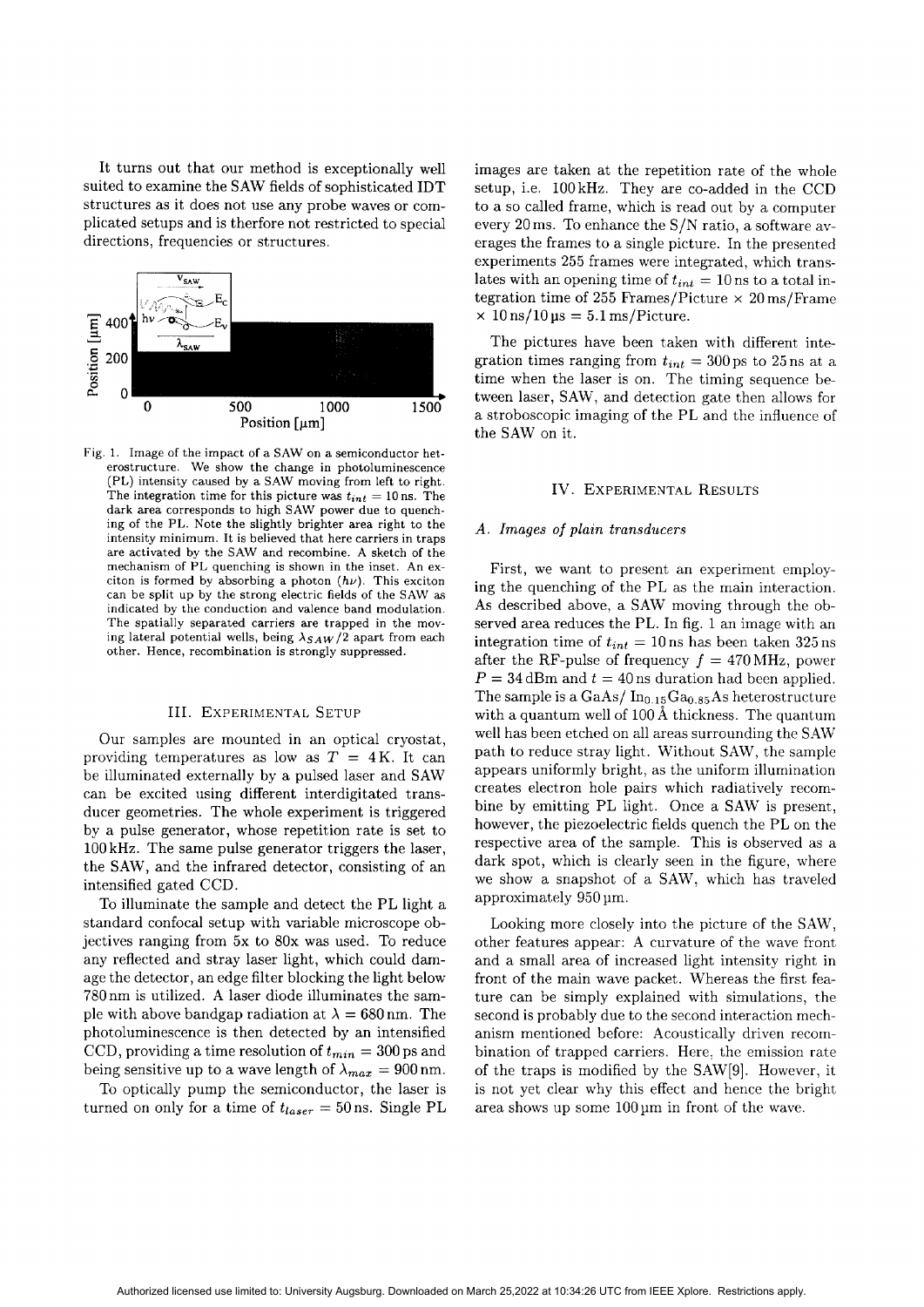It turns out that our method is exceptionally well suited to examine the SAW fields of sophisticated IDT structures as it does not use any probe waves or complicated setups and is therfore not restricted to special directions, frequencies or structures.

Fig. 1. Image of the impact of a SAW on a semiconductor heterostructure. We show the change in photoluminescence (PL) intensity caused by a SAW moving from left to right. The integration time for this picture was $t_{int} = 10\,\text{ns}$. The dark area corresponds to high SAW power due to quenching of the PL. Note the slightly brighter area right to the intensity minimum. It is believed that here carriers in traps are activated by the SAW and recombine. A sketch of the mechanism of PL quenching is shown in the inset. An exciton is formed by absorbing a photon ($h\nu$). This exciton can be split up by the strong electric fields of the SAW as indicated by the conduction and valence band modulation. The spatially separated carriers are trapped in the moving lateral potential wells, being $\lambda_{SAW}/2$ apart from each other. Hence, recombination is strongly suppressed.

## III. Experimental Setup

Our samples are mounted in an optical cryostat, providing temperatures as low as $T = 4\,\text{K}$. It can be illuminated externally by a pulsed laser and SAW can be excited using different interdigitated transducer geometries. The whole experiment is triggered by a pulse generator, whose repetition rate is set to 100 kHz. The same pulse generator triggers the laser, the SAW, and the infrared detector, consisting of an intensified gated CCD.

To illuminate the sample and detect the PL light a standard confocal setup with variable microscope objectives ranging from 5x to 80x was used. To reduce any reflected and stray laser light, which could damage the detector, an edge filter blocking the light below 780 nm is utilized. A laser diode illuminates the sample with above bandgap radiation at $\lambda = 680\,\text{nm}$. The photoluminescence is then detected by an intensified CCD, providing a time resolution of $t_{min} = 300\,\text{ps}$ and being sensitive up to a wave length of $\lambda_{max} = 900\,\text{nm}$.

To optically pump the semiconductor, the laser is turned on only for a time of $t_{laser} = 50\,\text{ns}$. Single PL images are taken at the repetition rate of the whole setup, i.e. 100 kHz. They are co-added in the CCD to a so called frame, which is read out by a computer every 20 ms. To enhance the S/N ratio, a software averages the frames to a single picture. In the presented experiments 255 frames were integrated, which translates with an opening time of $t_{int} = 10\,\text{ns}$ to a total integration time of 255 Frames/Picture $\times$ 20 ms/Frame $\times$ 10 ns/10 µs = 5.1 ms/Picture.

The pictures have been taken with different integration times ranging from $t_{int} = 300\,\text{ps}$ to 25 ns at a time when the laser is on. The timing sequence between laser, SAW, and detection gate then allows for a stroboscopic imaging of the PL and the influence of the SAW on it.

## IV. Experimental Results

### A. Images of plain transducers

First, we want to present an experiment employing the quenching of the PL as the main interaction. As described above, a SAW moving through the observed area reduces the PL. In fig. 1 an image with an integration time of $t_{int} = 10\,\text{ns}$ has been taken 325 ns after the RF-pulse of frequency $f = 470\,\text{MHz}$, power $P = 34\,\text{dBm}$ and $t = 40\,\text{ns}$ duration had been applied. The sample is a GaAs/ $In_{0.15}Ga_{0.85}As$ heterostructure with a quantum well of 100 Å thickness. The quantum well has been etched on all areas surrounding the SAW path to reduce stray light. Without SAW, the sample appears uniformly bright, as the uniform illumination creates electron hole pairs which radiatively recombine by emitting PL light. Once a SAW is present, however, the piezoelectric fields quench the PL on the respective area of the sample. This is observed as a dark spot, which is clearly seen in the figure, where we show a snapshot of a SAW, which has traveled approximately 950 µm.

Looking more closely into the picture of the SAW, other features appear: A curvature of the wave front and a small area of increased light intensity right in front of the main wave packet. Whereas the first feature can be simply explained with simulations, the second is probably due to the second interaction mechanism mentioned before: Acoustically driven recombination of trapped carriers. Here, the emission rate of the traps is modified by the SAW[9]. However, it is not yet clear why this effect and hence the bright area shows up some 100 µm in front of the wave.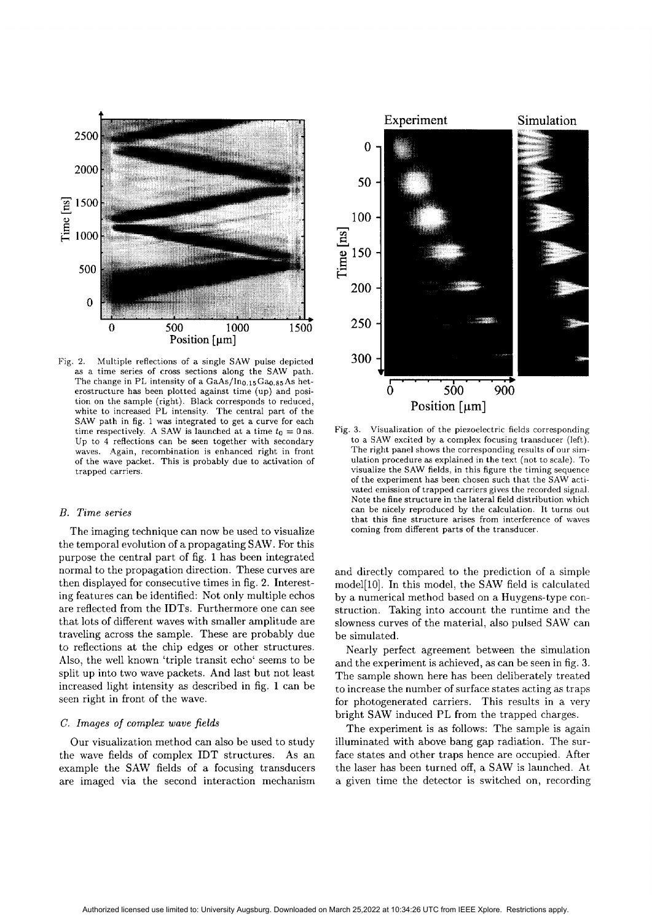Fig. 2. Multiple reflections of a single SAW pulse depicted as a time series of cross sections along the SAW path. The change in PL intensity of a $GaAs/In_{0.15}Ga_{0.85}As$ heterostructure has been plotted against time (up) and position on the sample (right). Black corresponds to reduced, white to increased PL intensity. The central part of the SAW path in fig. 1 was integrated to get a curve for each time respectively. A SAW is launched at a time $t_0 = 0$ ns. Up to 4 reflections can be seen together with secondary waves. Again, recombination is enhanced right in front of the wave packet. This is probably due to activation of trapped carriers.

### B. Time series

The imaging technique can now be used to visualize the temporal evolution of a propagating SAW. For this purpose the central part of fig. 1 has been integrated normal to the propagation direction. These curves are then displayed for consecutive times in fig. 2. Interesting features can be identified: Not only multiple echos are reflected from the IDTs. Furthermore one can see that lots of different waves with smaller amplitude are traveling across the sample. These are probably due to reflections at the chip edges or other structures. Also, the well known 'triple transit echo' seems to be split up into two wave packets. And last but not least increased light intensity as described in fig. 1 can be seen right in front of the wave.

### C. Images of complex wave fields

Our visualization method can also be used to study the wave fields of complex IDT structures. As an example the SAW fields of a focusing transducers are imaged via the second interaction mechanism and directly compared to the prediction of a simple model[10]. In this model, the SAW field is calculated by a numerical method based on a Huygens-type construction. Taking into account the runtime and the slowness curves of the material, also pulsed SAW can be simulated.

Nearly perfect agreement between the simulation and the experiment is achieved, as can be seen in fig. 3. The sample shown here has been deliberately treated to increase the number of surface states acting as traps for photogenerated carriers. This results in a very bright SAW induced PL from the trapped charges.

The experiment is as follows: The sample is again illuminated with above bang gap radiation. The surface states and other traps hence are occupied. After the laser has been turned off, a SAW is launched. At a given time the detector is switched on, recording

Fig. 3. Visualization of the piezoelectric fields corresponding to a SAW excited by a complex focusing transducer (left). The right panel shows the corresponding results of our simulation procedure as explained in the text (not to scale). To visualize the SAW fields, in this figure the timing sequence of the experiment has been chosen such that the SAW activated emission of trapped carriers gives the recorded signal. Note the fine structure in the lateral field distribution which can be nicely reproduced by the calculation. It turns out that this fine structure arises from interference of waves coming from different parts of the transducer.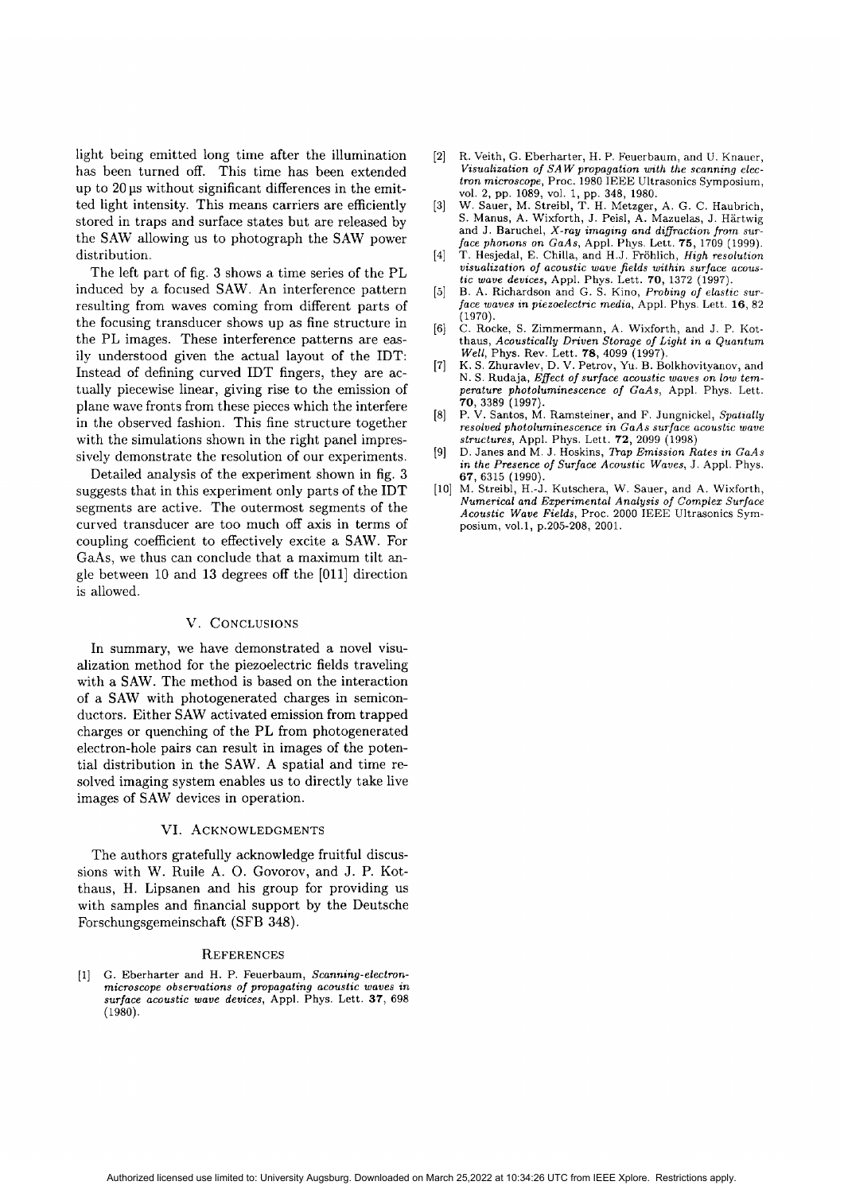light being emitted long time after the illumination has been turned off. This time has been extended up to 20 µs without significant differences in the emitted light intensity. This means carriers are efficiently stored in traps and surface states but are released by the SAW allowing us to photograph the SAW power distribution.

The left part of fig. 3 shows a time series of the PL induced by a focused SAW. An interference pattern resulting from waves coming from different parts of the focusing transducer shows up as fine structure in the PL images. These interference patterns are easily understood given the actual layout of the IDT: Instead of defining curved IDT fingers, they are actually piecewise linear, giving rise to the emission of plane wave fronts from these pieces which the interfere in the observed fashion. This fine structure together with the simulations shown in the right panel impressively demonstrate the resolution of our experiments.

Detailed analysis of the experiment shown in fig. 3 suggests that in this experiment only parts of the IDT segments are active. The outermost segments of the curved transducer are too much off axis in terms of coupling coefficient to effectively excite a SAW. For GaAs, we thus can conclude that a maximum tilt angle between 10 and 13 degrees off the [011] direction is allowed.

## V. Conclusions

In summary, we have demonstrated a novel visualization method for the piezoelectric fields traveling with a SAW. The method is based on the interaction of a SAW with photogenerated charges in semiconductors. Either SAW activated emission from trapped charges or quenching of the PL from photogenerated electron-hole pairs can result in images of the potential distribution in the SAW. A spatial and time resolved imaging system enables us to directly take live images of SAW devices in operation.

## VI. Acknowledgments

The authors gratefully acknowledge fruitful discussions with W. Ruile A. O. Govorov, and J. P. Kotthaus, H. Lipsanen and his group for providing us with samples and financial support by the Deutsche Forschungsgemeinschaft (SFB 348).

## References

[1] G. Eberharter and H. P. Feuerbaum, *Scanning-electron-microscope observations of propagating acoustic waves in surface acoustic wave devices*, Appl. Phys. Lett. **37**, 698 (1980).

[2] R. Veith, G. Eberharter, H. P. Feuerbaum, and U. Knauer, *Visualization of SAW propagation with the scanning electron microscope*, Proc. 1980 IEEE Ultrasonics Symposium, vol. 2, pp. 1089, vol. 1, pp. 348, 1980.

[3] W. Sauer, M. Streibl, T. H. Metzger, A. G. C. Haubrich, S. Manus, A. Wixforth, J. Peisl, A. Mazuelas, J. Härtwig and J. Baruchel, *X-ray imaging and diffraction from surface phonons on GaAs*, Appl. Phys. Lett. **75**, 1709 (1999).

[4] T. Hesjedal, E. Chilla, and H.J. Fröhlich, *High resolution visualization of acoustic wave fields within surface acoustic wave devices*, Appl. Phys. Lett. **70**, 1372 (1997).

[5] B. A. Richardson and G. S. Kino, *Probing of elastic surface waves in piezoelectric media*, Appl. Phys. Lett. **16**, 82 (1970).

[6] C. Rocke, S. Zimmermann, A. Wixforth, and J. P. Kotthaus, *Acoustically Driven Storage of Light in a Quantum Well*, Phys. Rev. Lett. **78**, 4099 (1997).

[7] K. S. Zhuravlev, D. V. Petrov, Yu. B. Bolkhovityanov, and N. S. Rudaja, *Effect of surface acoustic waves on low temperature photoluminescence of GaAs*, Appl. Phys. Lett. **70**, 3389 (1997).

[8] P. V. Santos, M. Ramsteiner, and F. Jungnickel, *Spatially resolved photoluminescence in GaAs surface acoustic wave structures*, Appl. Phys. Lett. **72**, 2099 (1998)

[9] D. Janes and M. J. Hoskins, *Trap Emission Rates in GaAs in the Presence of Surface Acoustic Waves*, J. Appl. Phys. **67**, 6315 (1990).

[10] M. Streibl, H.-J. Kutschera, W. Sauer, and A. Wixforth, *Numerical and Experimental Analysis of Complex Surface Acoustic Wave Fields*, Proc. 2000 IEEE Ultrasonics Symposium, vol.1, p.205-208, 2001.